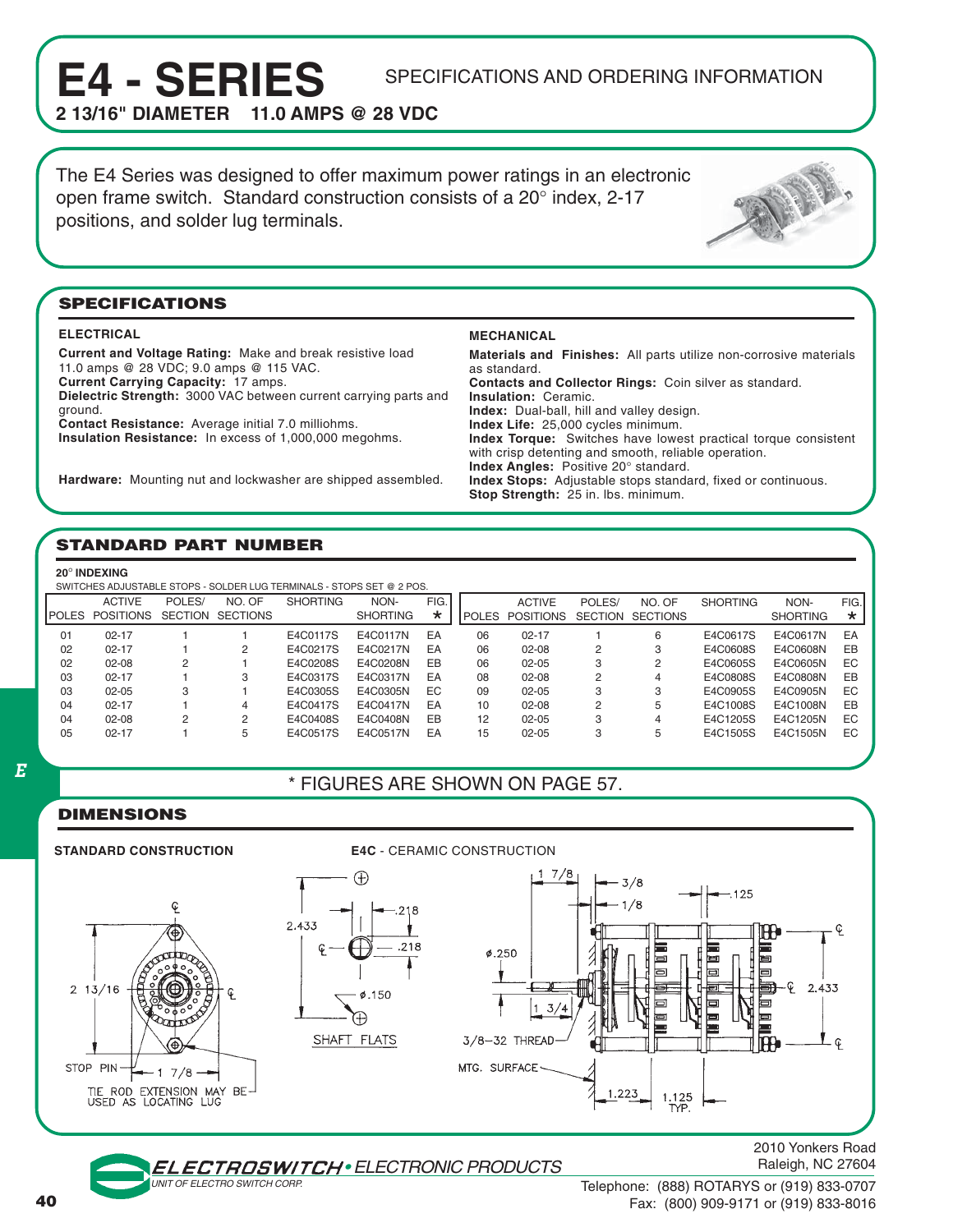# E4 - SERIES

SPECIFICATIONS AND ORDERING INFORMATION

**2 13/16" DIAMETER 11.0 AMPS @ 28 VDC**

The E4 Series was designed to offer maximum power ratings in an electronic open frame switch. Standard construction consists of a 20° index, 2-17 positions, and solder lug terminals.

## SPECIFICATIONS

### ELECTRICAL

**Current and Voltage Rating:** Make and break resistive load 11.0 amps @ 28 VDC; 9.0 amps @ 115 VAC.
**Current Carrying Capacity:** 17 amps.
**Dielectric Strength:** 3000 VAC between current carrying parts and ground.
**Contact Resistance:** Average initial 7.0 milliohms.
**Insulation Resistance:** In excess of 1,000,000 megohms.

**Hardware:** Mounting nut and lockwasher are shipped assembled.

### MECHANICAL

**Materials and Finishes:** All parts utilize non-corrosive materials as standard.
**Contacts and Collector Rings:** Coin silver as standard.
**Insulation:** Ceramic.
**Index:** Dual-ball, hill and valley design.
**Index Life:** 25,000 cycles minimum.
**Index Torque:** Switches have lowest practical torque consistent with crisp detenting and smooth, reliable operation.
**Index Angles:** Positive 20° standard.
**Index Stops:** Adjustable stops standard, fixed or continuous.
**Stop Strength:** 25 in. lbs. minimum.

## STANDARD PART NUMBER

**20° INDEXING**

SWITCHES ADJUSTABLE STOPS - SOLDER LUG TERMINALS - STOPS SET @ 2 POS.

| POLES | ACTIVE POSITIONS | POLES/ SECTION | NO. OF SECTIONS | SHORTING | NON-SHORTING | FIG. * |
|---|---|---|---|---|---|---|
| 01 | 02-17 | 1 | 1 | E4C0117S | E4C0117N | EA |
| 02 | 02-17 | 1 | 2 | E4C0217S | E4C0217N | EA |
| 02 | 02-08 | 2 | 1 | E4C0208S | E4C0208N | EB |
| 03 | 02-17 | 1 | 3 | E4C0317S | E4C0317N | EA |
| 03 | 02-05 | 3 | 1 | E4C0305S | E4C0305N | EC |
| 04 | 02-17 | 1 | 4 | E4C0417S | E4C0417N | EA |
| 04 | 02-08 | 2 | 2 | E4C0408S | E4C0408N | EB |
| 05 | 02-17 | 1 | 5 | E4C0517S | E4C0517N | EA |
| 06 | 02-17 | 1 | 6 | E4C0617S | E4C0617N | EA |
| 06 | 02-08 | 2 | 3 | E4C0608S | E4C0608N | EB |
| 06 | 02-05 | 3 | 2 | E4C0605S | E4C0605N | EC |
| 08 | 02-08 | 2 | 4 | E4C0808S | E4C0808N | EB |
| 09 | 02-05 | 3 | 3 | E4C0905S | E4C0905N | EC |
| 10 | 02-08 | 2 | 5 | E4C1008S | E4C1008N | EB |
| 12 | 02-05 | 3 | 4 | E4C1205S | E4C1205N | EC |
| 15 | 02-05 | 3 | 5 | E4C1505S | E4C1505N | EC |

\* FIGURES ARE SHOWN ON PAGE 57.

## DIMENSIONS

**STANDARD CONSTRUCTION**

**E4C** - CERAMIC CONSTRUCTION

2 13/16, STOP PIN, 1 7/8, TIE ROD EXTENSION MAY BE USED AS LOCATING LUG

2.433, .218, .218, ø.150, SHAFT FLATS

1 7/8, 3/8, 1/8, .125, ø.250, 1 3/4, 2.433, 3/8–32 THREAD, MTG. SURFACE, 1.223, 1.125 TYP.

**ELECTROSWITCH • ELECTRONIC PRODUCTS**
UNIT OF ELECTRO SWITCH CORP.

2010 Yonkers Road
Raleigh, NC 27604
Telephone: (888) ROTARYS or (919) 833-0707
Fax: (800) 909-9171 or (919) 833-8016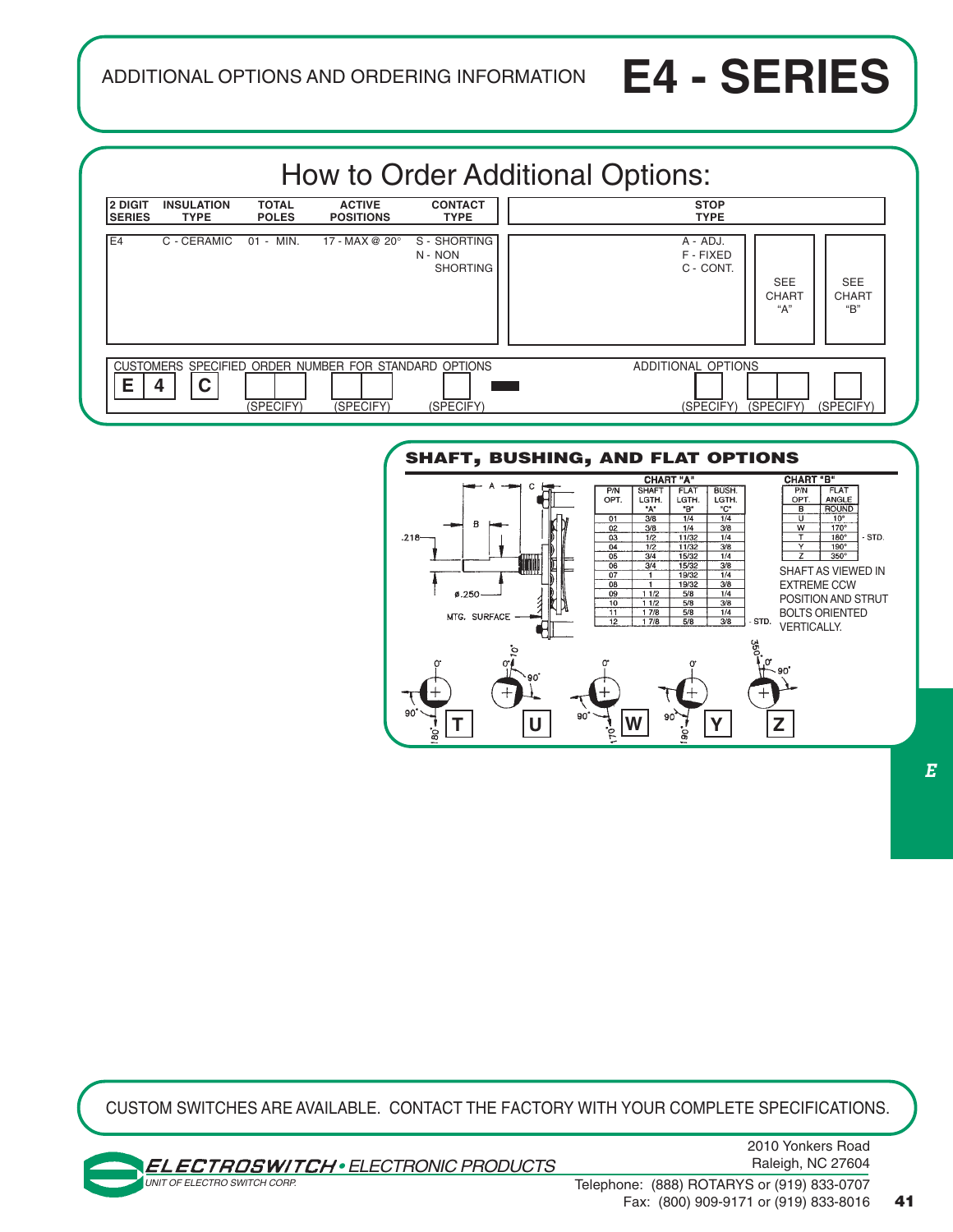# ADDITIONAL OPTIONS AND ORDERING INFORMATION — E4 - SERIES

## How to Order Additional Options:

| 2 DIGIT SERIES | INSULATION TYPE | TOTAL POLES | ACTIVE POSITIONS | CONTACT TYPE | STOP TYPE | | |
|---|---|---|---|---|---|---|---|
| E4 | C - CERAMIC | 01 - MIN. | 17 - MAX @ 20° | S - SHORTING<br>N - NON SHORTING | A - ADJ.<br>F - FIXED<br>C - CONT. | SEE CHART "A" | SEE CHART "B" |

CUSTOMERS SPECIFIED ORDER NUMBER FOR STANDARD OPTIONS — ADDITIONAL OPTIONS

E 4 C (SPECIFY) (SPECIFY) (SPECIFY) — (SPECIFY) (SPECIFY) (SPECIFY)

## SHAFT, BUSHING, AND FLAT OPTIONS

A
C
B
.218
ø.250
MTG. SURFACE

**CHART "A"**

| P/N OPT. | SHAFT LGTH. "A" | FLAT LGTH. "B" | BUSH. LGTH. "C" |
|---|---|---|---|
| 01 | 3/8 | 1/4 | 1/4 |
| 02 | 3/8 | 1/4 | 3/8 |
| 03 | 1/2 | 11/32 | 1/4 |
| 04 | 1/2 | 11/32 | 3/8 |
| 05 | 3/4 | 15/32 | 1/4 |
| 06 | 3/4 | 15/32 | 3/8 |
| 07 | 1 | 19/32 | 1/4 |
| 08 | 1 | 19/32 | 3/8 |
| 09 | 1 1/2 | 5/8 | 1/4 |
| 10 | 1 1/2 | 5/8 | 3/8 |
| 11 | 1 7/8 | 5/8 | 1/4 |
| 12 | 1 7/8 | 5/8 | 3/8 — STD. |

**CHART "B"**

| P/N OPT. | FLAT ANGLE |
|---|---|
| B | ROUND |
| U | 10° |
| W | 170° |
| T | 180° — STD. |
| Y | 190° |
| Z | 350° |

SHAFT AS VIEWED IN EXTREME CCW POSITION AND STRUT BOLTS ORIENTED VERTICALLY.

T: 0°, 90°, 180°
U: 0°, 10°, 90°
W: 0°, 90°, 170°
Y: 0°, 90°, 190°
Z: 350°, 0°, 90°

CUSTOM SWITCHES ARE AVAILABLE. CONTACT THE FACTORY WITH YOUR COMPLETE SPECIFICATIONS.

*ELECTROSWITCH • ELECTRONIC PRODUCTS*
*UNIT OF ELECTRO SWITCH CORP.*

2010 Yonkers Road
Raleigh, NC 27604
Telephone: (888) ROTARYS or (919) 833-0707
Fax: (800) 909-9171 or (919) 833-8016